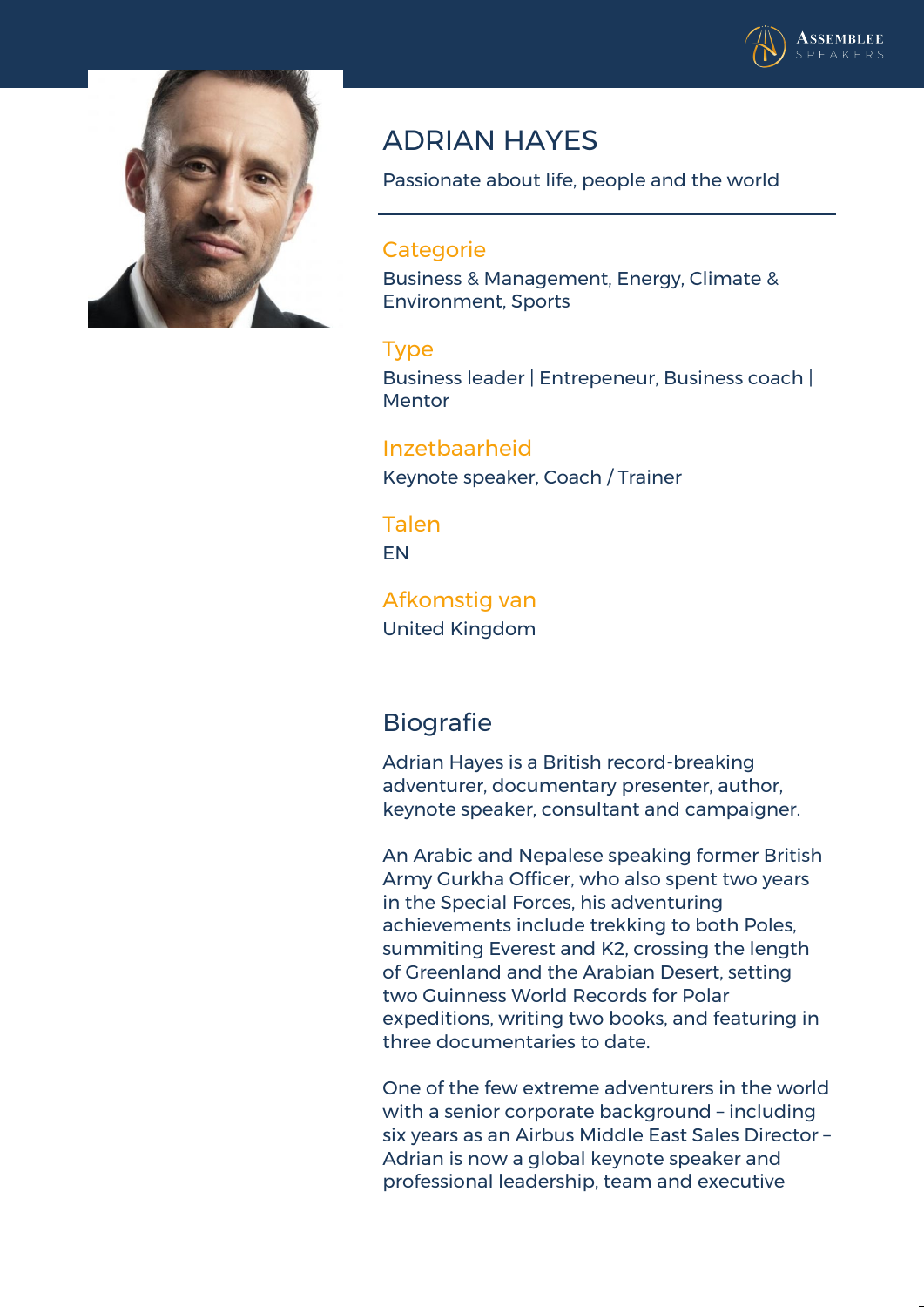# ADRIAN HAYES

Passionate about life, people and the world

## Categorie

Business & Management, Energy, Climate & Environment, Sports

## Type

Business leader | Entrepeneur, Business coach | Mentor

## Inzetbaarheid

Keynote speaker, Coach / Trainer

## Talen

EN

## Afkomstig van

United Kingdom

## Biografie

Adrian Hayes is a British record-breaking adventurer, documentary presenter, author, keynote speaker, consultant and campaigner.

An Arabic and Nepalese speaking former British Army Gurkha Officer, who also spent two years in the Special Forces, his adventuring achievements include trekking to both Poles, summiting Everest and K2, crossing the length of Greenland and the Arabian Desert, setting two Guinness World Records for Polar expeditions, writing two books, and featuring in three documentaries to date.

One of the few extreme adventurers in the world with a senior corporate background – including six years as an Airbus Middle East Sales Director – Adrian is now a global keynote speaker and professional leadership, team and executive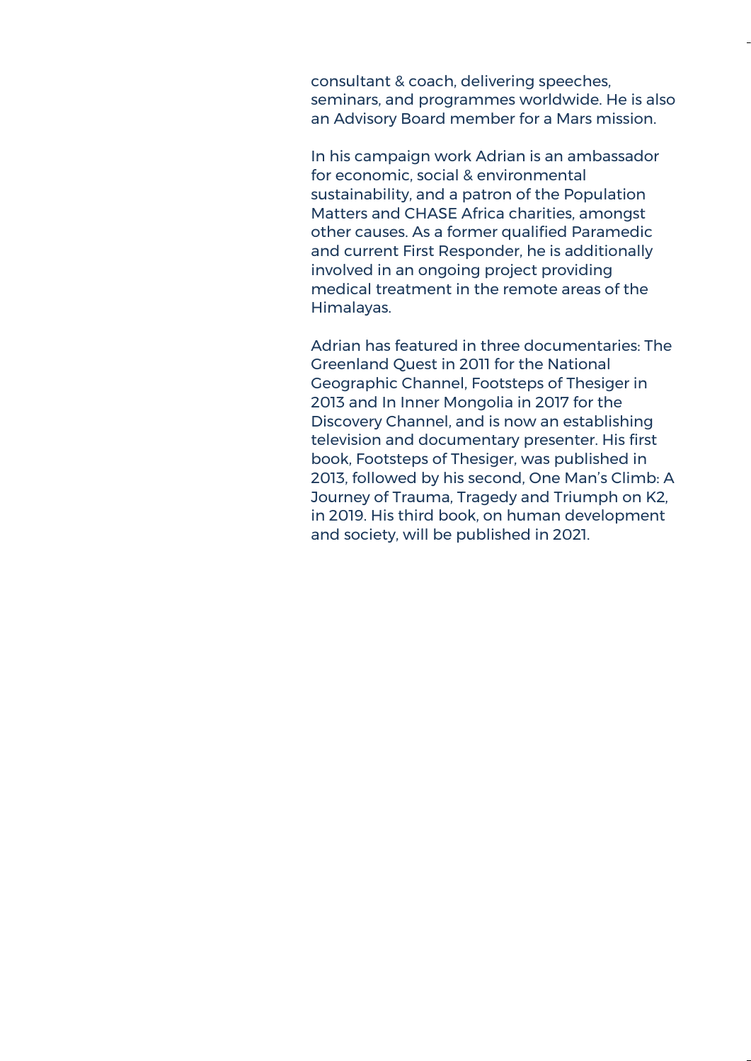consultant & coach, delivering speeches, seminars, and programmes worldwide. He is also an Advisory Board member for a Mars mission.

In his campaign work Adrian is an ambassador for economic, social & environmental sustainability, and a patron of the Population Matters and CHASE Africa charities, amongst other causes. As a former qualified Paramedic and current First Responder, he is additionally involved in an ongoing project providing medical treatment in the remote areas of the Himalayas.

Adrian has featured in three documentaries: The Greenland Quest in 2011 for the National Geographic Channel, Footsteps of Thesiger in 2013 and In Inner Mongolia in 2017 for the Discovery Channel, and is now an establishing television and documentary presenter. His first book, Footsteps of Thesiger, was published in 2013, followed by his second, One Man's Climb: A Journey of Trauma, Tragedy and Triumph on K2, in 2019. His third book, on human development and society, will be published in 2021.